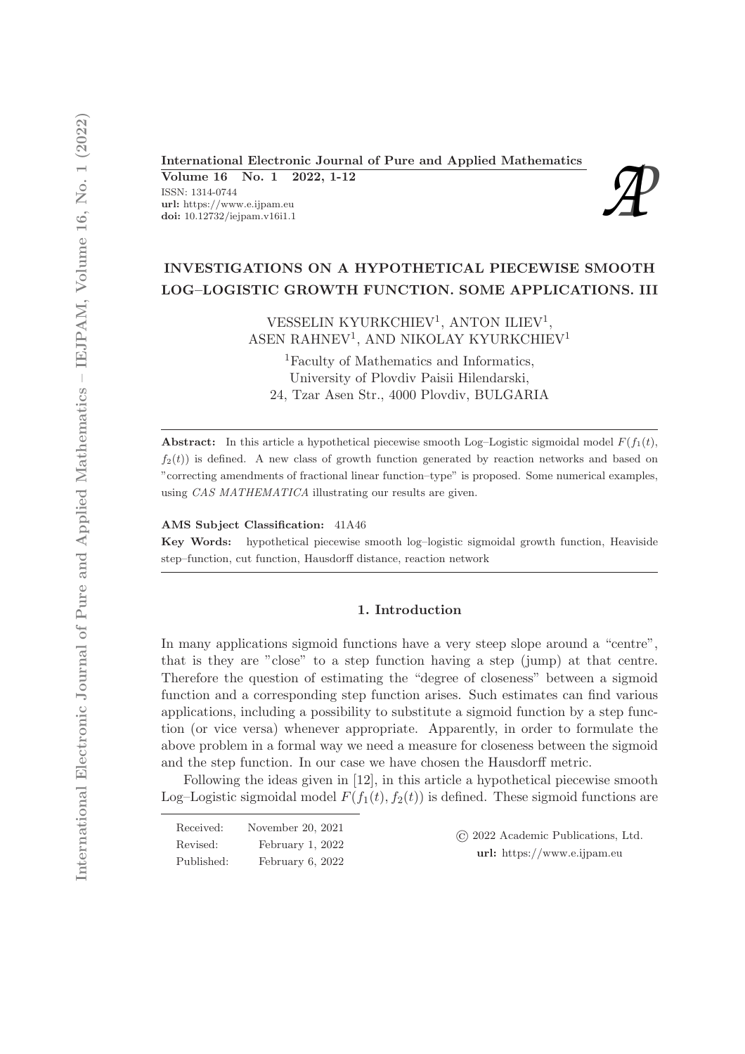# INVESTIGATIONS ON A HYPOTHETICAL PIECEWISE SMOOTH LOG–LOGISTIC GROWTH FUNCTION. SOME APPLICATIONS. III

VESSELIN KYURKCHIEV[1], ANTON ILIEV[1], ASEN RAHNEV[1], AND NIKOLAY KYURKCHIEV[1]

[1]Faculty of Mathematics and Informatics, University of Plovdiv Paisii Hilendarski, 24, Tzar Asen Str., 4000 Plovdiv, BULGARIA

**Abstract:** In this article a hypothetical piecewise smooth Log–Logistic sigmoidal model $F(f_1(t), f_2(t))$ is defined. A new class of growth function generated by reaction networks and based on "correcting amendments of fractional linear function–type" is proposed. Some numerical examples, using *CAS MATHEMATICA* illustrating our results are given.

**AMS Subject Classification:** 41A46

**Key Words:** hypothetical piecewise smooth log–logistic sigmoidal growth function, Heaviside step–function, cut function, Hausdorff distance, reaction network

## 1. Introduction

In many applications sigmoid functions have a very steep slope around a "centre", that is they are "close" to a step function having a step (jump) at that centre. Therefore the question of estimating the "degree of closeness" between a sigmoid function and a corresponding step function arises. Such estimates can find various applications, including a possibility to substitute a sigmoid function by a step function (or vice versa) whenever appropriate. Apparently, in order to formulate the above problem in a formal way we need a measure for closeness between the sigmoid and the step function. In our case we have chosen the Hausdorff metric.

Following the ideas given in [12], in this article a hypothetical piecewise smooth Log–Logistic sigmoidal model $F(f_1(t), f_2(t))$ is defined. These sigmoid functions are

| | |
|---|---|
| Received: | November 20, 2021 |
| Revised: | February 1, 2022 |
| Published: | February 6, 2022 |

© 2022 Academic Publications, Ltd.
**url:** https://www.e.ijpam.eu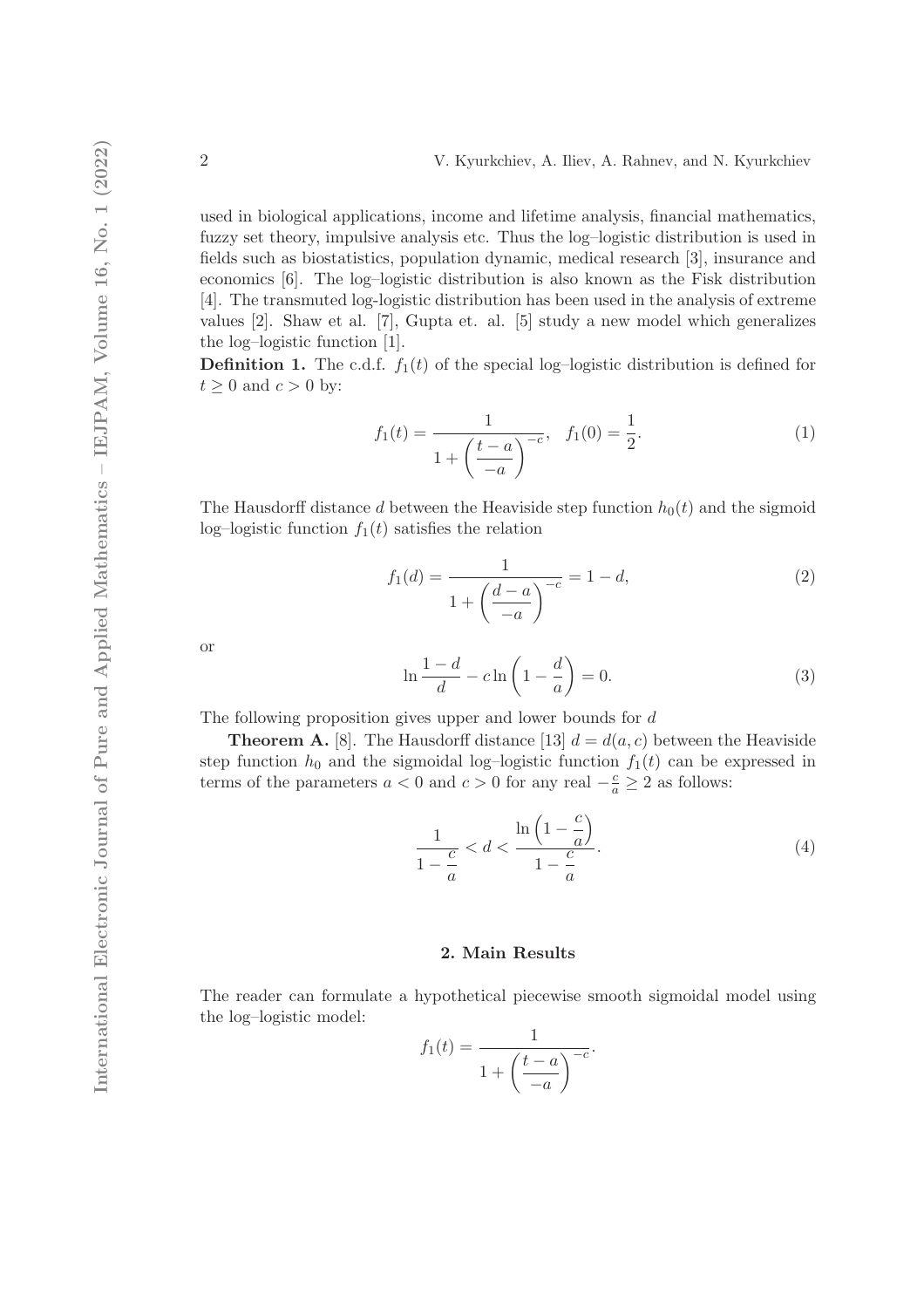used in biological applications, income and lifetime analysis, financial mathematics, fuzzy set theory, impulsive analysis etc. Thus the log–logistic distribution is used in fields such as biostatistics, population dynamic, medical research [3], insurance and economics [6]. The log–logistic distribution is also known as the Fisk distribution [4]. The transmuted log-logistic distribution has been used in the analysis of extreme values [2]. Shaw et al. [7], Gupta et. al. [5] study a new model which generalizes the log–logistic function [1].

**Definition 1.** The c.d.f. $f_1(t)$ of the special log–logistic distribution is defined for $t \geq 0$ and $c > 0$ by:

$$f_1(t) = \frac{1}{1 + \left(\dfrac{t-a}{-a}\right)^{-c}}, \quad f_1(0) = \frac{1}{2}. \tag{1}$$

The Hausdorff distance $d$ between the Heaviside step function $h_0(t)$ and the sigmoid log–logistic function $f_1(t)$ satisfies the relation

$$f_1(d) = \frac{1}{1 + \left(\dfrac{d-a}{-a}\right)^{-c}} = 1 - d, \tag{2}$$

or

$$\ln \frac{1-d}{d} - c \ln \left(1 - \frac{d}{a}\right) = 0. \tag{3}$$

The following proposition gives upper and lower bounds for $d$

**Theorem A.** [8]. The Hausdorff distance [13] $d = d(a, c)$ between the Heaviside step function $h_0$ and the sigmoidal log–logistic function $f_1(t)$ can be expressed in terms of the parameters $a < 0$ and $c > 0$ for any real $-\frac{c}{a} \geq 2$ as follows:

$$\frac{1}{1 - \dfrac{c}{a}} < d < \frac{\ln\left(1 - \dfrac{c}{a}\right)}{1 - \dfrac{c}{a}}. \tag{4}$$

## 2. Main Results

The reader can formulate a hypothetical piecewise smooth sigmoidal model using the log–logistic model:

$$f_1(t) = \frac{1}{1 + \left(\dfrac{t-a}{-a}\right)^{-c}}.$$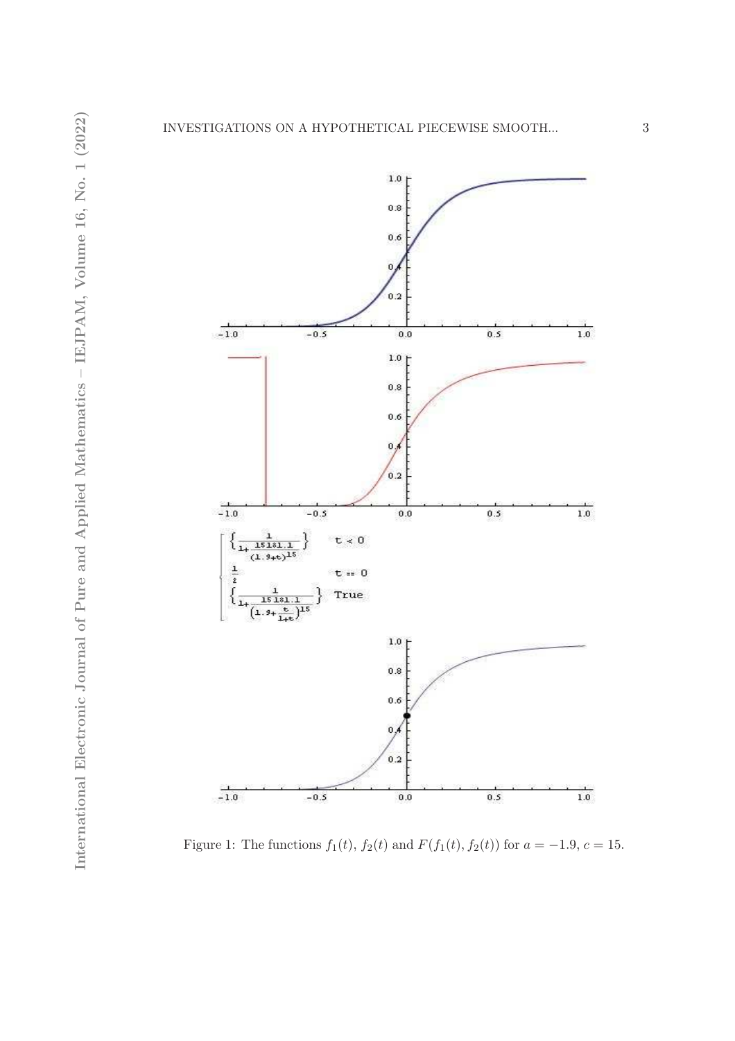Figure 1: The functions $f_1(t)$, $f_2(t)$ and $F(f_1(t), f_2(t))$ for $a = -1.9$, $c = 15$.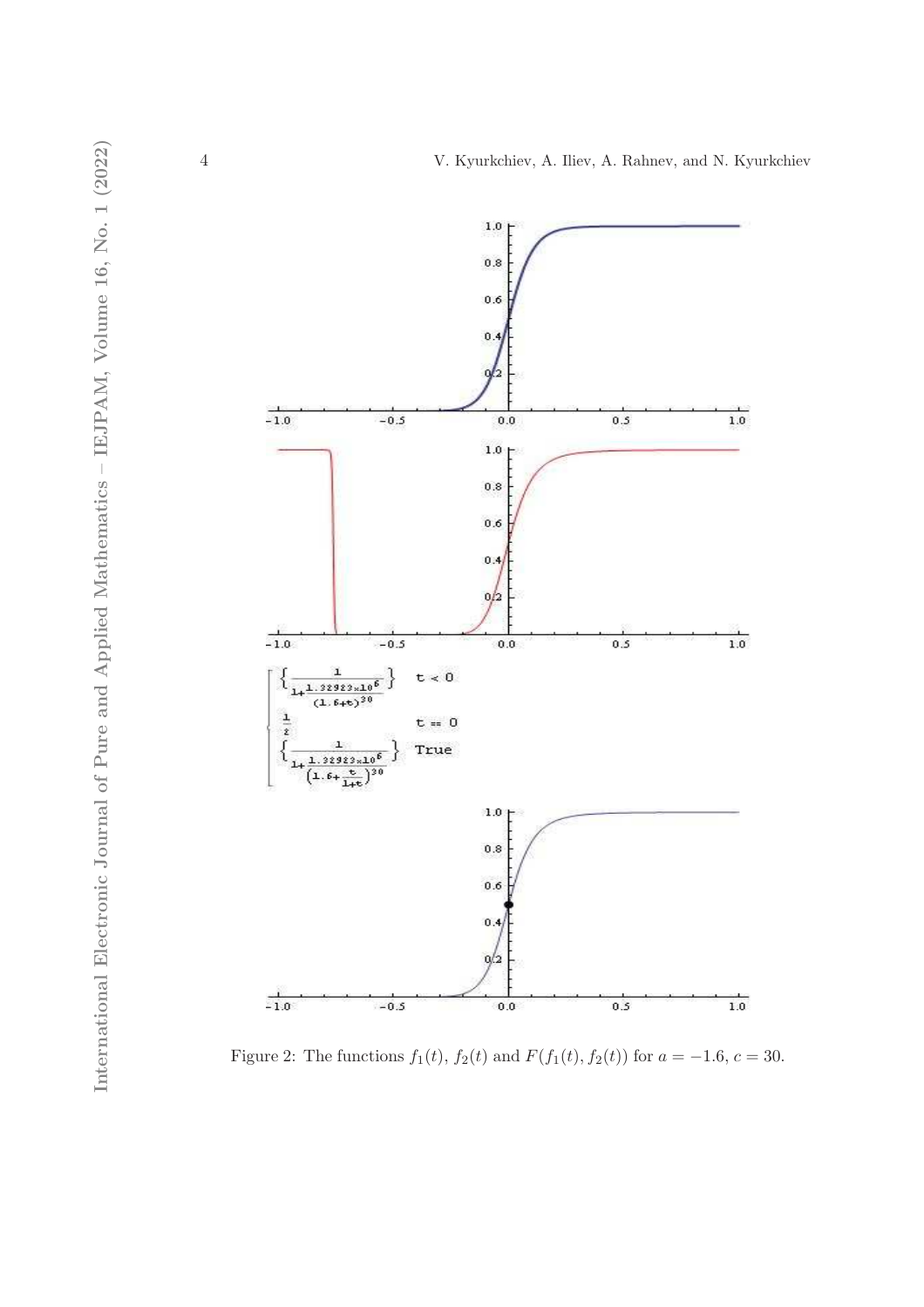$$\begin{cases} \left\{ \dfrac{1}{1+\frac{1.32923\times10^{6}}{(1.6+t)^{30}}} \right\} & t < 0 \\ \frac{1}{2} & t == 0 \\ \left\{ \dfrac{1}{1+\frac{1.32923\times10^{6}}{\left(1.6+\frac{t}{1+t}\right)^{30}}} \right\} & \text{True} \end{cases}$$

Figure 2: The functions $f_1(t)$, $f_2(t)$ and $F(f_1(t), f_2(t))$ for $a = -1.6$, $c = 30$.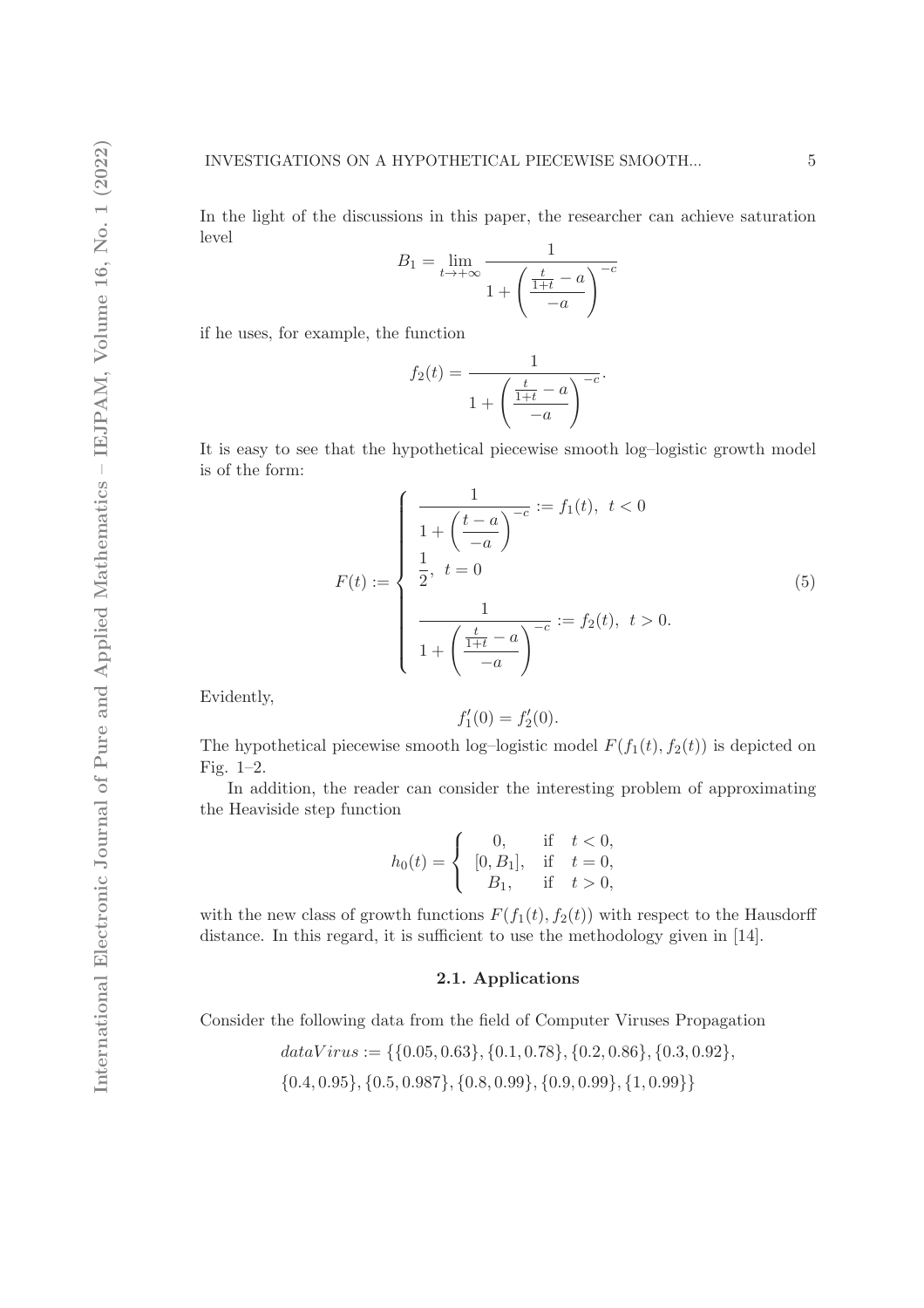In the light of the discussions in this paper, the researcher can achieve saturation level

$$B_1 = \lim_{t\to+\infty} \frac{1}{1+\left(\frac{\frac{t}{1+t}-a}{-a}\right)^{-c}}$$

if he uses, for example, the function

$$f_2(t) = \frac{1}{1+\left(\frac{\frac{t}{1+t}-a}{-a}\right)^{-c}}.$$

It is easy to see that the hypothetical piecewise smooth log–logistic growth model is of the form:

$$F(t) := \begin{cases} \dfrac{1}{1+\left(\dfrac{t-a}{-a}\right)^{-c}} := f_1(t), \ \ t < 0 \\ \dfrac{1}{2}, \ \ t = 0 \\ \dfrac{1}{1+\left(\dfrac{\frac{t}{1+t}-a}{-a}\right)^{-c}} := f_2(t), \ \ t > 0. \end{cases} \tag{5}$$

Evidently,

$$f_1'(0) = f_2'(0).$$

The hypothetical piecewise smooth log–logistic model $F(f_1(t), f_2(t))$ is depicted on Fig. 1–2.

In addition, the reader can consider the interesting problem of approximating the Heaviside step function

$$h_0(t) = \begin{cases} 0, & \text{if} \quad t < 0, \\ [0, B_1], & \text{if} \quad t = 0, \\ B_1, & \text{if} \quad t > 0, \end{cases}$$

with the new class of growth functions $F(f_1(t), f_2(t))$ with respect to the Hausdorff distance. In this regard, it is sufficient to use the methodology given in [14].

### 2.1. Applications

Consider the following data from the field of Computer Viruses Propagation

$$dataVirus := \{\{0.05, 0.63\}, \{0.1, 0.78\}, \{0.2, 0.86\}, \{0.3, 0.92\},$$
$$\{0.4, 0.95\}, \{0.5, 0.987\}, \{0.8, 0.99\}, \{0.9, 0.99\}, \{1, 0.99\}\}$$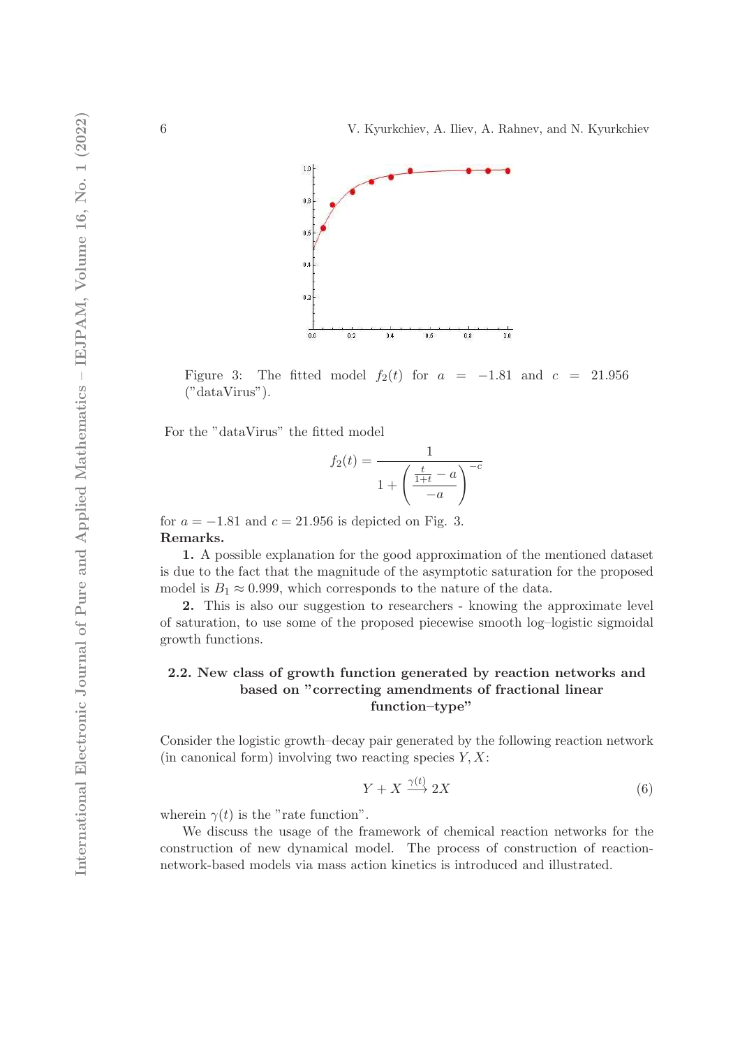Figure 3: The fitted model $f_2(t)$ for $a = -1.81$ and $c = 21.956$ ("dataVirus").

For the "dataVirus" the fitted model

$$f_2(t) = \frac{1}{1 + \left( \frac{\frac{t}{1+t} - a}{-a} \right)^{-c}}$$

for $a = -1.81$ and $c = 21.956$ is depicted on Fig. 3.

**Remarks.**

**1.** A possible explanation for the good approximation of the mentioned dataset is due to the fact that the magnitude of the asymptotic saturation for the proposed model is $B_1 \approx 0.999$, which corresponds to the nature of the data.

**2.** This is also our suggestion to researchers - knowing the approximate level of saturation, to use some of the proposed piecewise smooth log–logistic sigmoidal growth functions.

### 2.2. New class of growth function generated by reaction networks and based on "correcting amendments of fractional linear function–type"

Consider the logistic growth–decay pair generated by the following reaction network (in canonical form) involving two reacting species $Y, X$:

$$Y + X \xrightarrow{\gamma(t)} 2X \tag{6}$$

wherein $\gamma(t)$ is the "rate function".

We discuss the usage of the framework of chemical reaction networks for the construction of new dynamical model. The process of construction of reaction-network-based models via mass action kinetics is introduced and illustrated.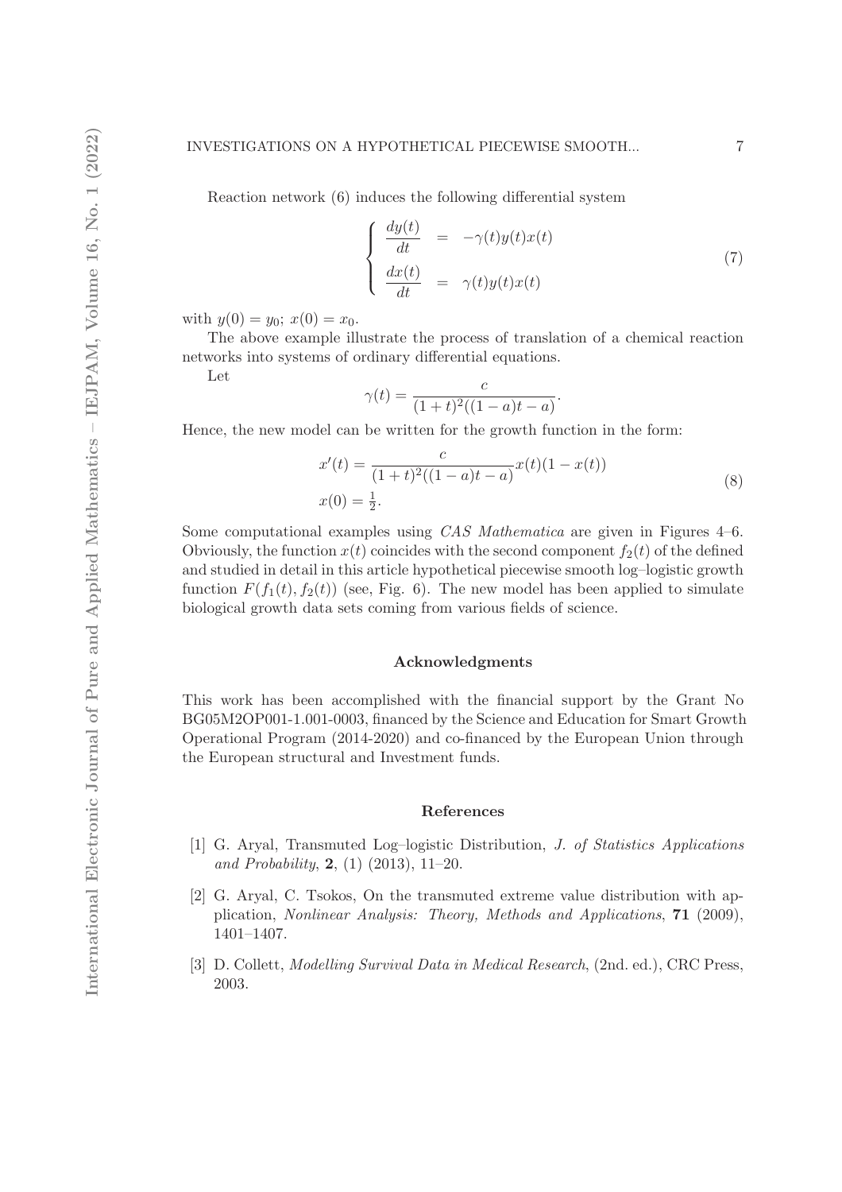Reaction network (6) induces the following differential system

$$
\begin{cases}
\dfrac{dy(t)}{dt} &= -\gamma(t)y(t)x(t) \\
\dfrac{dx(t)}{dt} &= \gamma(t)y(t)x(t)
\end{cases}
\tag{7}
$$

with $y(0) = y_0$; $x(0) = x_0$.

The above example illustrate the process of translation of a chemical reaction networks into systems of ordinary differential equations.

Let

$$
\gamma(t) = \frac{c}{(1+t)^2((1-a)t - a)}.
$$

Hence, the new model can be written for the growth function in the form:

$$
\begin{aligned}
&x'(t) = \frac{c}{(1+t)^2((1-a)t-a)}x(t)(1-x(t)) \\
&x(0) = \tfrac{1}{2}.
\end{aligned}
\tag{8}
$$

Some computational examples using *CAS Mathematica* are given in Figures 4–6. Obviously, the function $x(t)$ coincides with the second component $f_2(t)$ of the defined and studied in detail in this article hypothetical piecewise smooth log–logistic growth function $F(f_1(t), f_2(t))$ (see, Fig. 6). The new model has been applied to simulate biological growth data sets coming from various fields of science.

## Acknowledgments

This work has been accomplished with the financial support by the Grant No BG05M2OP001-1.001-0003, financed by the Science and Education for Smart Growth Operational Program (2014-2020) and co-financed by the European Union through the European structural and Investment funds.

## References

[1] G. Aryal, Transmuted Log–logistic Distribution, *J. of Statistics Applications and Probability*, **2**, (1) (2013), 11–20.

[2] G. Aryal, C. Tsokos, On the transmuted extreme value distribution with application, *Nonlinear Analysis: Theory, Methods and Applications*, **71** (2009), 1401–1407.

[3] D. Collett, *Modelling Survival Data in Medical Research*, (2nd. ed.), CRC Press, 2003.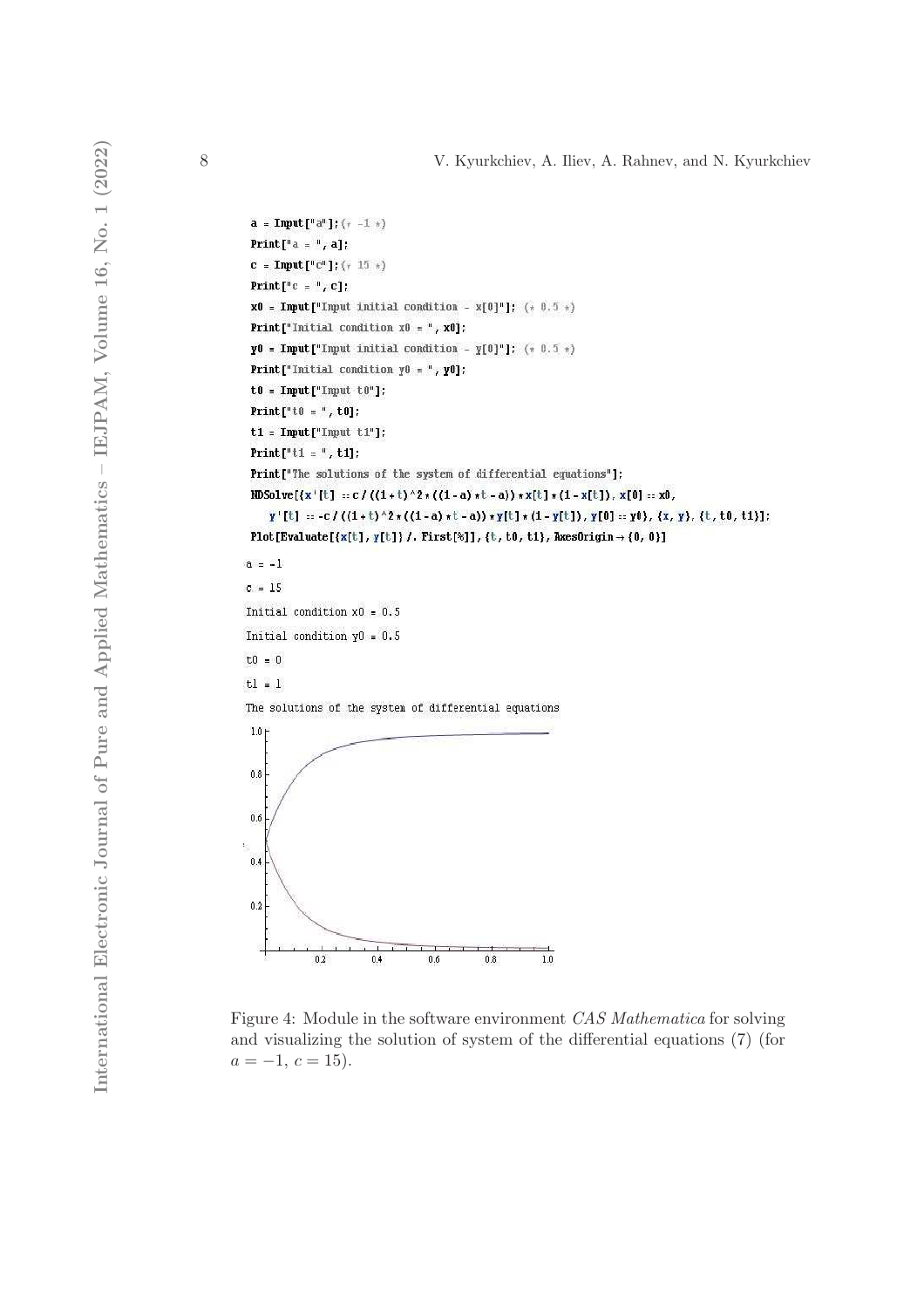```
a = Input["a"];(* -1 *)
Print["a = ", a];
c = Input["c"];(* 15 *)
Print["c = ", c];
x0 = Input["Input initial condition - x[0]"]; (* 0.5 *)
Print["Initial condition x0 = ", x0];
y0 = Input["Input initial condition - y[0]"]; (* 0.5 *)
Print["Initial condition y0 = ", y0];
t0 = Input["Input t0"];
Print["t0 = ", t0];
t1 = Input["Input t1"];
Print["t1 = ", t1];
Print["The solutions of the system of differential equations"];
NDSolve[{x'[t] == c / ((1 + t)^2 * ((1 - a) * t - a)) * x[t] * (1 - x[t]), x[0] == x0,
   y'[t] == -c / ((1 + t)^2 * ((1 - a) * t - a)) * y[t] * (1 - y[t]), y[0] == y0}, {x, y}, {t, t0, t1}];
Plot[Evaluate[{x[t], y[t]} /. First[%]], {t, t0, t1}, AxesOrigin -> {0, 0}]
```

```
a = -1
c = 15
Initial condition x0 = 0.5
Initial condition y0 = 0.5
t0 = 0
t1 = 1
The solutions of the system of differential equations
```

Figure 4: Module in the software environment *CAS Mathematica* for solving and visualizing the solution of system of the differential equations (7) (for $a = -1$, $c = 15$).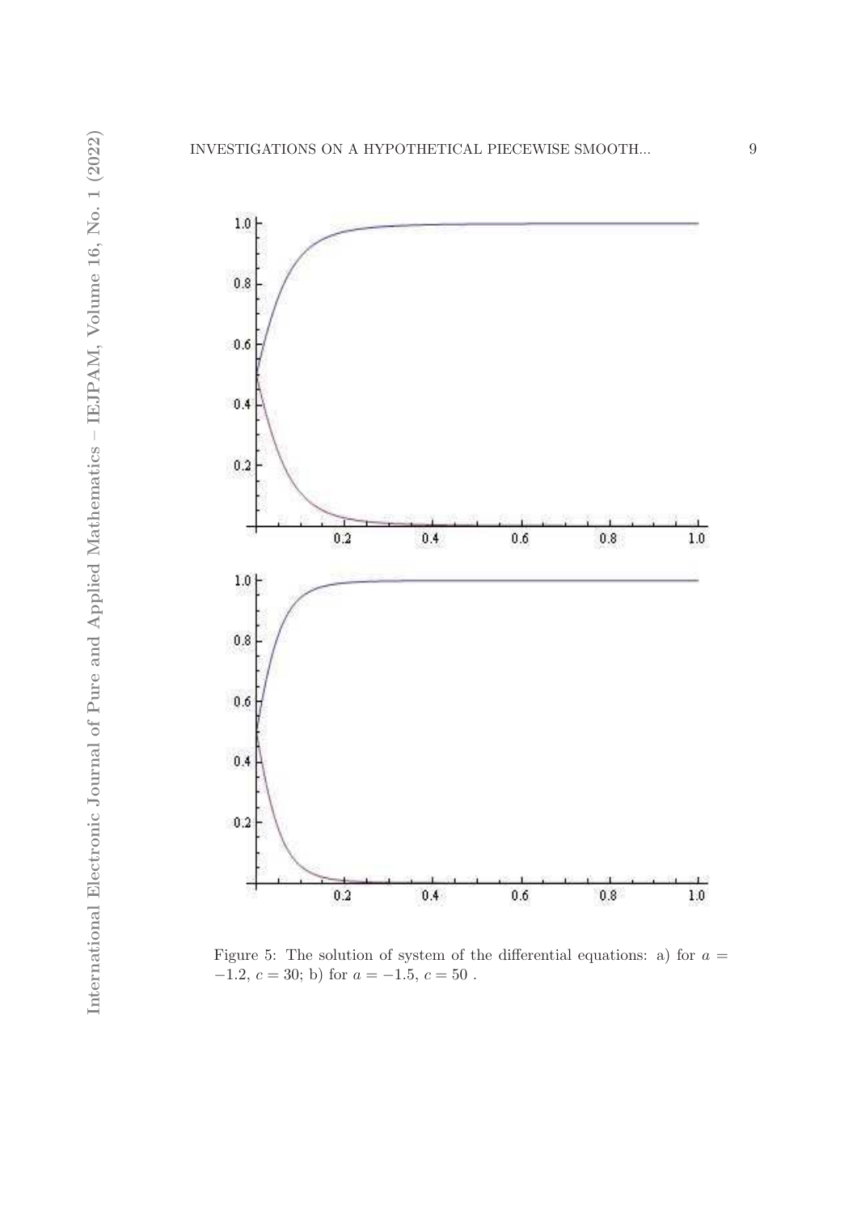Figure 5: The solution of system of the differential equations: a) for $a = -1.2$, $c = 30$; b) for $a = -1.5$, $c = 50$ .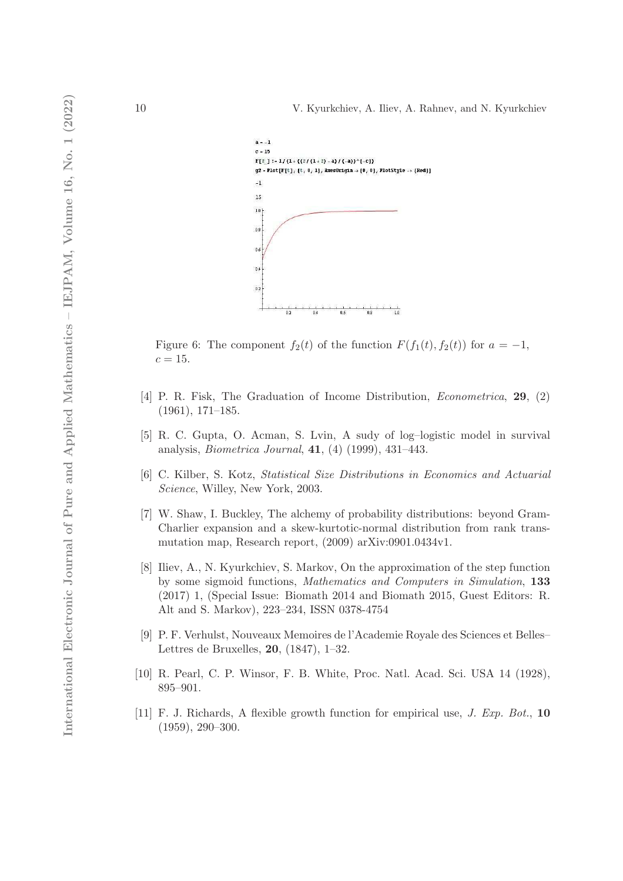```
a = -1
c = 15
F[t_] := 1/(1+((t/(1+t)-a)/(-a))^(-c))
g2 = Plot[F[t], {t, 0, 1}, AxesOrigin -> {0, 0}, PlotStyle -> {Red}]
-1
15
```

Figure 6: The component $f_2(t)$ of the function $F(f_1(t), f_2(t))$ for $a = -1$, $c = 15$.

[4] P. R. Fisk, The Graduation of Income Distribution, *Econometrica*, **29**, (2) (1961), 171–185.

[5] R. C. Gupta, O. Acman, S. Lvin, A sudy of log–logistic model in survival analysis, *Biometrica Journal*, **41**, (4) (1999), 431–443.

[6] C. Kilber, S. Kotz, *Statistical Size Distributions in Economics and Actuarial Science*, Willey, New York, 2003.

[7] W. Shaw, I. Buckley, The alchemy of probability distributions: beyond Gram-Charlier expansion and a skew-kurtotic-normal distribution from rank transmutation map, Research report, (2009) arXiv:0901.0434v1.

[8] Iliev, A., N. Kyurkchiev, S. Markov, On the approximation of the step function by some sigmoid functions, *Mathematics and Computers in Simulation*, **133** (2017) 1, (Special Issue: Biomath 2014 and Biomath 2015, Guest Editors: R. Alt and S. Markov), 223–234, ISSN 0378-4754

[9] P. F. Verhulst, Nouveaux Memoires de l'Academie Royale des Sciences et Belles–Lettres de Bruxelles, **20**, (1847), 1–32.

[10] R. Pearl, C. P. Winsor, F. B. White, Proc. Natl. Acad. Sci. USA 14 (1928), 895–901.

[11] F. J. Richards, A flexible growth function for empirical use, *J. Exp. Bot.*, **10** (1959), 290–300.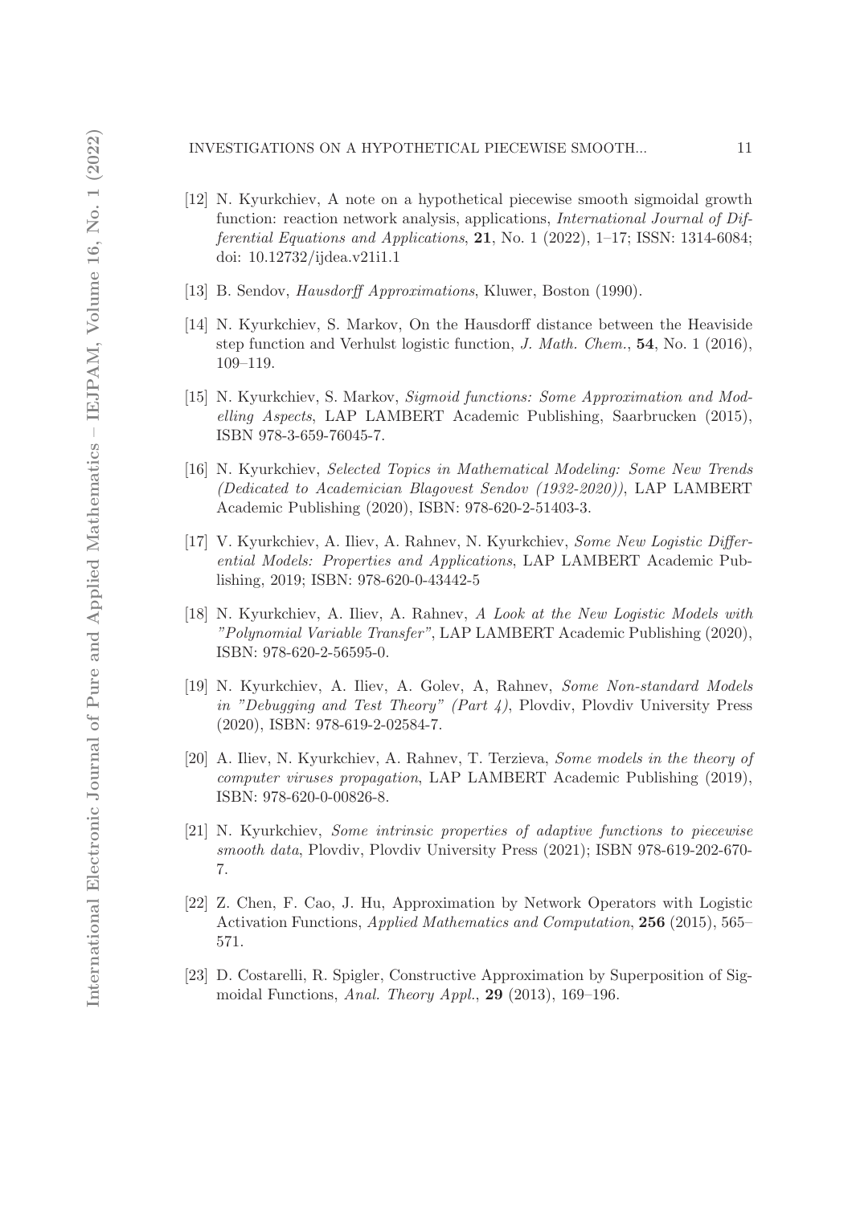[12] N. Kyurkchiev, A note on a hypothetical piecewise smooth sigmoidal growth function: reaction network analysis, applications, *International Journal of Differential Equations and Applications*, **21**, No. 1 (2022), 1–17; ISSN: 1314-6084; doi: 10.12732/ijdea.v21i1.1

[13] B. Sendov, *Hausdorff Approximations*, Kluwer, Boston (1990).

[14] N. Kyurkchiev, S. Markov, On the Hausdorff distance between the Heaviside step function and Verhulst logistic function, *J. Math. Chem.*, **54**, No. 1 (2016), 109–119.

[15] N. Kyurkchiev, S. Markov, *Sigmoid functions: Some Approximation and Modelling Aspects*, LAP LAMBERT Academic Publishing, Saarbrucken (2015), ISBN 978-3-659-76045-7.

[16] N. Kyurkchiev, *Selected Topics in Mathematical Modeling: Some New Trends (Dedicated to Academician Blagovest Sendov (1932-2020))*, LAP LAMBERT Academic Publishing (2020), ISBN: 978-620-2-51403-3.

[17] V. Kyurkchiev, A. Iliev, A. Rahnev, N. Kyurkchiev, *Some New Logistic Differential Models: Properties and Applications*, LAP LAMBERT Academic Publishing, 2019; ISBN: 978-620-0-43442-5

[18] N. Kyurkchiev, A. Iliev, A. Rahnev, *A Look at the New Logistic Models with "Polynomial Variable Transfer"*, LAP LAMBERT Academic Publishing (2020), ISBN: 978-620-2-56595-0.

[19] N. Kyurkchiev, A. Iliev, A. Golev, A, Rahnev, *Some Non-standard Models in "Debugging and Test Theory" (Part 4)*, Plovdiv, Plovdiv University Press (2020), ISBN: 978-619-2-02584-7.

[20] A. Iliev, N. Kyurkchiev, A. Rahnev, T. Terzieva, *Some models in the theory of computer viruses propagation*, LAP LAMBERT Academic Publishing (2019), ISBN: 978-620-0-00826-8.

[21] N. Kyurkchiev, *Some intrinsic properties of adaptive functions to piecewise smooth data*, Plovdiv, Plovdiv University Press (2021); ISBN 978-619-202-670-7.

[22] Z. Chen, F. Cao, J. Hu, Approximation by Network Operators with Logistic Activation Functions, *Applied Mathematics and Computation*, **256** (2015), 565–571.

[23] D. Costarelli, R. Spigler, Constructive Approximation by Superposition of Sigmoidal Functions, *Anal. Theory Appl.*, **29** (2013), 169–196.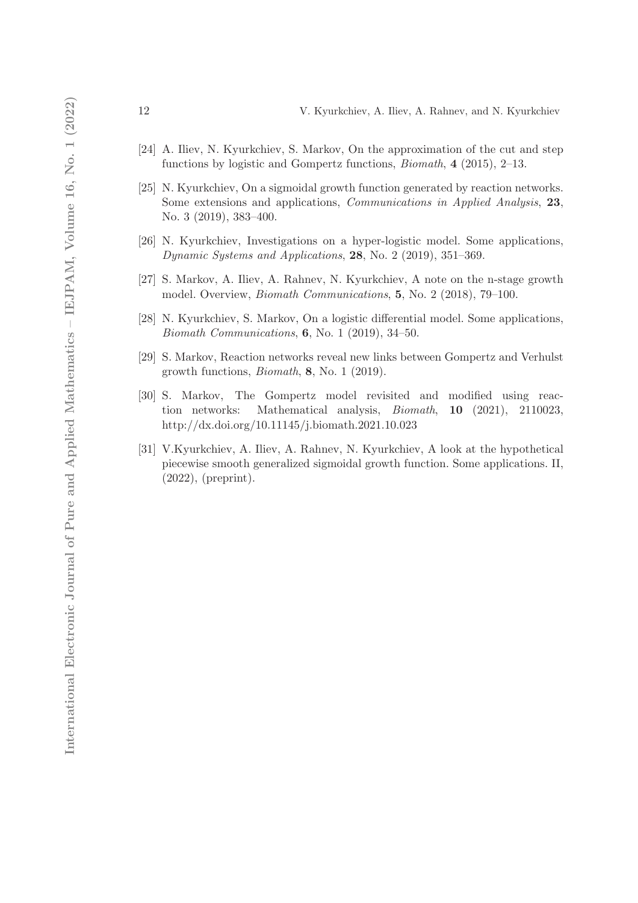[24] A. Iliev, N. Kyurkchiev, S. Markov, On the approximation of the cut and step functions by logistic and Gompertz functions, *Biomath*, **4** (2015), 2–13.

[25] N. Kyurkchiev, On a sigmoidal growth function generated by reaction networks. Some extensions and applications, *Communications in Applied Analysis*, **23**, No. 3 (2019), 383–400.

[26] N. Kyurkchiev, Investigations on a hyper-logistic model. Some applications, *Dynamic Systems and Applications*, **28**, No. 2 (2019), 351–369.

[27] S. Markov, A. Iliev, A. Rahnev, N. Kyurkchiev, A note on the n-stage growth model. Overview, *Biomath Communications*, **5**, No. 2 (2018), 79–100.

[28] N. Kyurkchiev, S. Markov, On a logistic differential model. Some applications, *Biomath Communications*, **6**, No. 1 (2019), 34–50.

[29] S. Markov, Reaction networks reveal new links between Gompertz and Verhulst growth functions, *Biomath*, **8**, No. 1 (2019).

[30] S. Markov, The Gompertz model revisited and modified using reaction networks: Mathematical analysis, *Biomath*, **10** (2021), 2110023, http://dx.doi.org/10.11145/j.biomath.2021.10.023

[31] V.Kyurkchiev, A. Iliev, A. Rahnev, N. Kyurkchiev, A look at the hypothetical piecewise smooth generalized sigmoidal growth function. Some applications. II, (2022), (preprint).